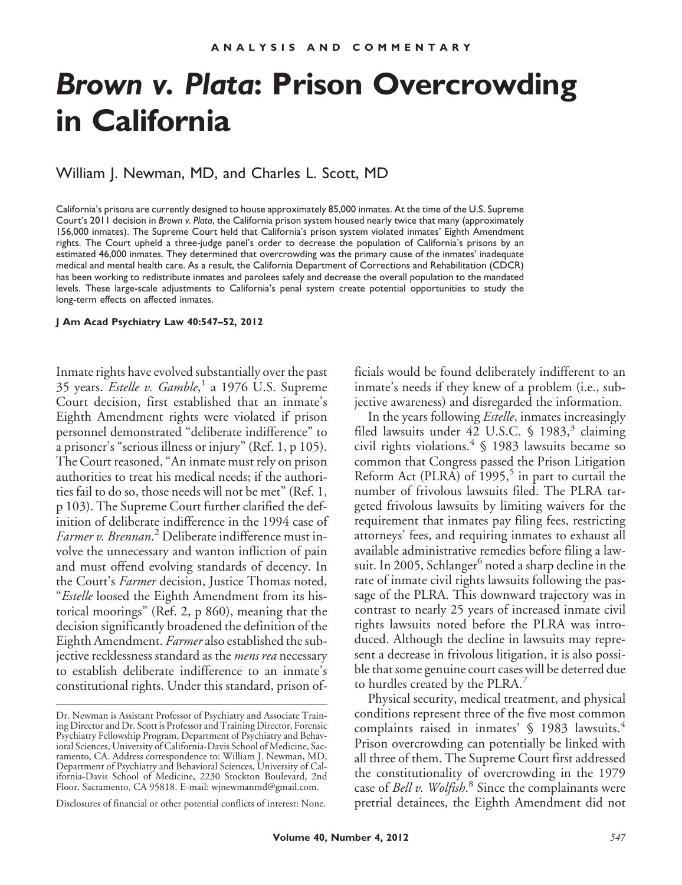ANALYSIS AND COMMENTARY

# *Brown v. Plata*: Prison Overcrowding in California

William J. Newman, MD, and Charles L. Scott, MD

California's prisons are currently designed to house approximately 85,000 inmates. At the time of the U.S. Supreme Court's 2011 decision in *Brown v. Plata*, the California prison system housed nearly twice that many (approximately 156,000 inmates). The Supreme Court held that California's prison system violated inmates' Eighth Amendment rights. The Court upheld a three-judge panel's order to decrease the population of California's prisons by an estimated 46,000 inmates. They determined that overcrowding was the primary cause of the inmates' inadequate medical and mental health care. As a result, the California Department of Corrections and Rehabilitation (CDCR) has been working to redistribute inmates and parolees safely and decrease the overall population to the mandated levels. These large-scale adjustments to California's penal system create potential opportunities to study the long-term effects on affected inmates.

**J Am Acad Psychiatry Law 40:547–52, 2012**

Inmate rights have evolved substantially over the past 35 years. *Estelle v. Gamble*,[1] a 1976 U.S. Supreme Court decision, first established that an inmate's Eighth Amendment rights were violated if prison personnel demonstrated "deliberate indifference" to a prisoner's "serious illness or injury" (Ref. 1, p 105). The Court reasoned, "An inmate must rely on prison authorities to treat his medical needs; if the authorities fail to do so, those needs will not be met" (Ref. 1, p 103). The Supreme Court further clarified the definition of deliberate indifference in the 1994 case of *Farmer v. Brennan*.[2] Deliberate indifference must involve the unnecessary and wanton infliction of pain and must offend evolving standards of decency. In the Court's *Farmer* decision, Justice Thomas noted, "*Estelle* loosed the Eighth Amendment from its historical moorings" (Ref. 2, p 860), meaning that the decision significantly broadened the definition of the Eighth Amendment. *Farmer* also established the subjective recklessness standard as the *mens rea* necessary to establish deliberate indifference to an inmate's constitutional rights. Under this standard, prison officials would be found deliberately indifferent to an inmate's needs if they knew of a problem (i.e., subjective awareness) and disregarded the information.

In the years following *Estelle*, inmates increasingly filed lawsuits under 42 U.S.C. § 1983,[3] claiming civil rights violations.[4] § 1983 lawsuits became so common that Congress passed the Prison Litigation Reform Act (PLRA) of 1995,[5] in part to curtail the number of frivolous lawsuits filed. The PLRA targeted frivolous lawsuits by limiting waivers for the requirement that inmates pay filing fees, restricting attorneys' fees, and requiring inmates to exhaust all available administrative remedies before filing a lawsuit. In 2005, Schlanger[6] noted a sharp decline in the rate of inmate civil rights lawsuits following the passage of the PLRA. This downward trajectory was in contrast to nearly 25 years of increased inmate civil rights lawsuits noted before the PLRA was introduced. Although the decline in lawsuits may represent a decrease in frivolous litigation, it is also possible that some genuine court cases will be deterred due to hurdles created by the PLRA.[7]

Physical security, medical treatment, and physical conditions represent three of the five most common complaints raised in inmates' § 1983 lawsuits.[4] Prison overcrowding can potentially be linked with all three of them. The Supreme Court first addressed the constitutionality of overcrowding in the 1979 case of *Bell v. Wolfish*.[8] Since the complainants were pretrial detainees, the Eighth Amendment did not

---

Dr. Newman is Assistant Professor of Psychiatry and Associate Training Director and Dr. Scott is Professor and Training Director, Forensic Psychiatry Fellowship Program, Department of Psychiatry and Behavioral Sciences, University of California-Davis School of Medicine, Sacramento, CA. Address correspondence to: William J. Newman, MD, Department of Psychiatry and Behavioral Sciences, University of California-Davis School of Medicine, 2230 Stockton Boulevard, 2nd Floor, Sacramento, CA 95818. E-mail: wjnewmanmd@gmail.com.

Disclosures of financial or other potential conflicts of interest: None.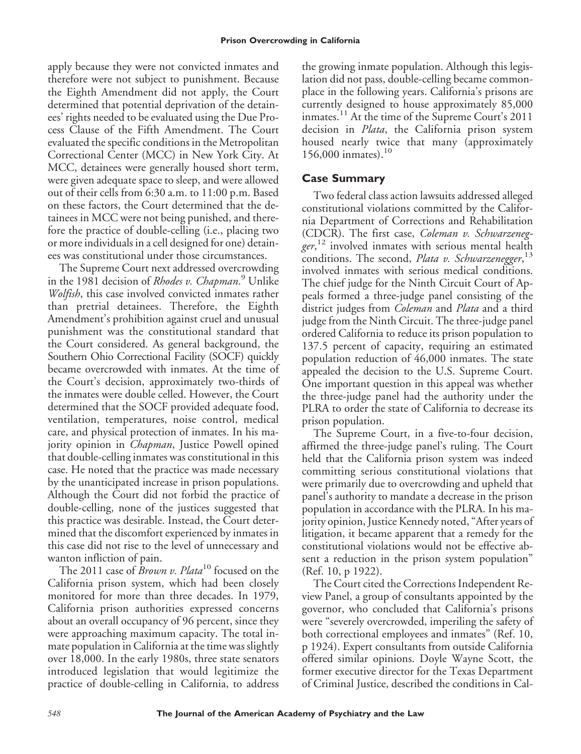apply because they were not convicted inmates and therefore were not subject to punishment. Because the Eighth Amendment did not apply, the Court determined that potential deprivation of the detainees' rights needed to be evaluated using the Due Process Clause of the Fifth Amendment. The Court evaluated the specific conditions in the Metropolitan Correctional Center (MCC) in New York City. At MCC, detainees were generally housed short term, were given adequate space to sleep, and were allowed out of their cells from 6:30 a.m. to 11:00 p.m. Based on these factors, the Court determined that the detainees in MCC were not being punished, and therefore the practice of double-celling (i.e., placing two or more individuals in a cell designed for one) detainees was constitutional under those circumstances.

The Supreme Court next addressed overcrowding in the 1981 decision of *Rhodes v. Chapman*.[9] Unlike *Wolfish*, this case involved convicted inmates rather than pretrial detainees. Therefore, the Eighth Amendment's prohibition against cruel and unusual punishment was the constitutional standard that the Court considered. As general background, the Southern Ohio Correctional Facility (SOCF) quickly became overcrowded with inmates. At the time of the Court's decision, approximately two-thirds of the inmates were double celled. However, the Court determined that the SOCF provided adequate food, ventilation, temperatures, noise control, medical care, and physical protection of inmates. In his majority opinion in *Chapman*, Justice Powell opined that double-celling inmates was constitutional in this case. He noted that the practice was made necessary by the unanticipated increase in prison populations. Although the Court did not forbid the practice of double-celling, none of the justices suggested that this practice was desirable. Instead, the Court determined that the discomfort experienced by inmates in this case did not rise to the level of unnecessary and wanton infliction of pain.

The 2011 case of *Brown v. Plata*[10] focused on the California prison system, which had been closely monitored for more than three decades. In 1979, California prison authorities expressed concerns about an overall occupancy of 96 percent, since they were approaching maximum capacity. The total inmate population in California at the time was slightly over 18,000. In the early 1980s, three state senators introduced legislation that would legitimize the practice of double-celling in California, to address the growing inmate population. Although this legislation did not pass, double-celling became commonplace in the following years. California's prisons are currently designed to house approximately 85,000 inmates.[11] At the time of the Supreme Court's 2011 decision in *Plata*, the California prison system housed nearly twice that many (approximately 156,000 inmates).[10]

## Case Summary

Two federal class action lawsuits addressed alleged constitutional violations committed by the California Department of Corrections and Rehabilitation (CDCR). The first case, *Coleman v. Schwarzenegger*,[12] involved inmates with serious mental health conditions. The second, *Plata v. Schwarzenegger*,[13] involved inmates with serious medical conditions. The chief judge for the Ninth Circuit Court of Appeals formed a three-judge panel consisting of the district judges from *Coleman* and *Plata* and a third judge from the Ninth Circuit. The three-judge panel ordered California to reduce its prison population to 137.5 percent of capacity, requiring an estimated population reduction of 46,000 inmates. The state appealed the decision to the U.S. Supreme Court. One important question in this appeal was whether the three-judge panel had the authority under the PLRA to order the state of California to decrease its prison population.

The Supreme Court, in a five-to-four decision, affirmed the three-judge panel's ruling. The Court held that the California prison system was indeed committing serious constitutional violations that were primarily due to overcrowding and upheld that panel's authority to mandate a decrease in the prison population in accordance with the PLRA. In his majority opinion, Justice Kennedy noted, "After years of litigation, it became apparent that a remedy for the constitutional violations would not be effective absent a reduction in the prison system population" (Ref. 10, p 1922).

The Court cited the Corrections Independent Review Panel, a group of consultants appointed by the governor, who concluded that California's prisons were "severely overcrowded, imperiling the safety of both correctional employees and inmates" (Ref. 10, p 1924). Expert consultants from outside California offered similar opinions. Doyle Wayne Scott, the former executive director for the Texas Department of Criminal Justice, described the conditions in Cal-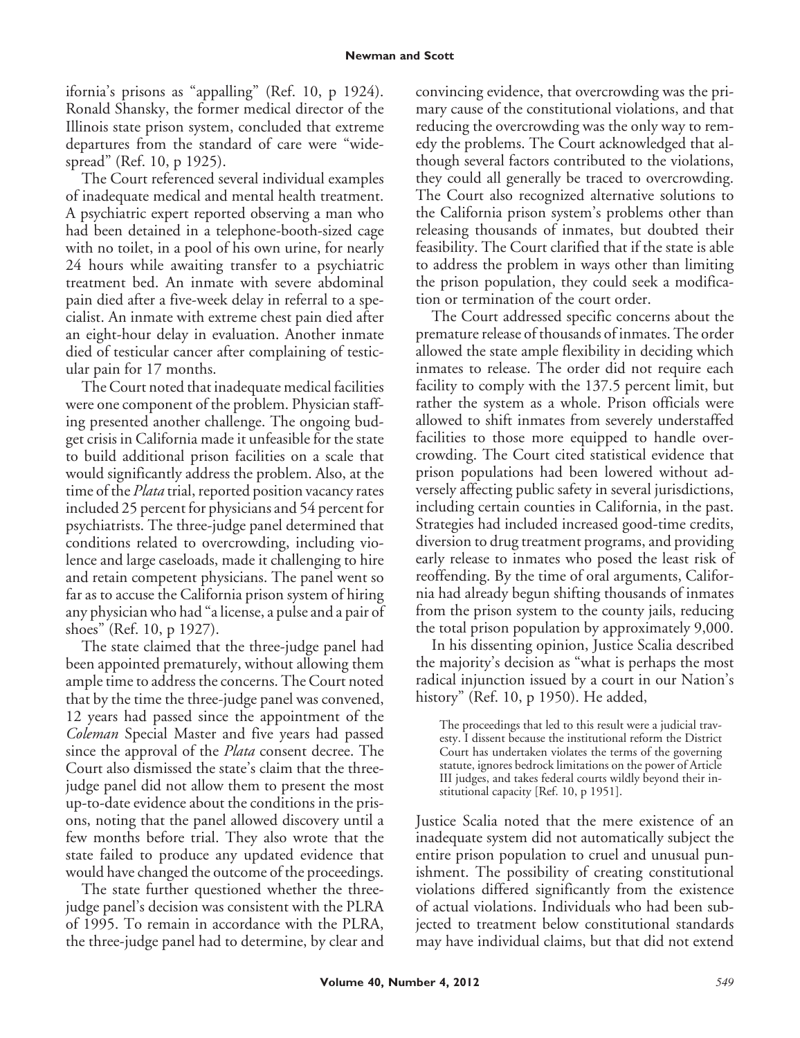ifornia's prisons as "appalling" (Ref. 10, p 1924). Ronald Shansky, the former medical director of the Illinois state prison system, concluded that extreme departures from the standard of care were "widespread" (Ref. 10, p 1925).

The Court referenced several individual examples of inadequate medical and mental health treatment. A psychiatric expert reported observing a man who had been detained in a telephone-booth-sized cage with no toilet, in a pool of his own urine, for nearly 24 hours while awaiting transfer to a psychiatric treatment bed. An inmate with severe abdominal pain died after a five-week delay in referral to a specialist. An inmate with extreme chest pain died after an eight-hour delay in evaluation. Another inmate died of testicular cancer after complaining of testicular pain for 17 months.

The Court noted that inadequate medical facilities were one component of the problem. Physician staffing presented another challenge. The ongoing budget crisis in California made it unfeasible for the state to build additional prison facilities on a scale that would significantly address the problem. Also, at the time of the *Plata* trial, reported position vacancy rates included 25 percent for physicians and 54 percent for psychiatrists. The three-judge panel determined that conditions related to overcrowding, including violence and large caseloads, made it challenging to hire and retain competent physicians. The panel went so far as to accuse the California prison system of hiring any physician who had "a license, a pulse and a pair of shoes" (Ref. 10, p 1927).

The state claimed that the three-judge panel had been appointed prematurely, without allowing them ample time to address the concerns. The Court noted that by the time the three-judge panel was convened, 12 years had passed since the appointment of the *Coleman* Special Master and five years had passed since the approval of the *Plata* consent decree. The Court also dismissed the state's claim that the three-judge panel did not allow them to present the most up-to-date evidence about the conditions in the prisons, noting that the panel allowed discovery until a few months before trial. They also wrote that the state failed to produce any updated evidence that would have changed the outcome of the proceedings.

The state further questioned whether the three-judge panel's decision was consistent with the PLRA of 1995. To remain in accordance with the PLRA, the three-judge panel had to determine, by clear and convincing evidence, that overcrowding was the primary cause of the constitutional violations, and that reducing the overcrowding was the only way to remedy the problems. The Court acknowledged that although several factors contributed to the violations, they could all generally be traced to overcrowding. The Court also recognized alternative solutions to the California prison system's problems other than releasing thousands of inmates, but doubted their feasibility. The Court clarified that if the state is able to address the problem in ways other than limiting the prison population, they could seek a modification or termination of the court order.

The Court addressed specific concerns about the premature release of thousands of inmates. The order allowed the state ample flexibility in deciding which inmates to release. The order did not require each facility to comply with the 137.5 percent limit, but rather the system as a whole. Prison officials were allowed to shift inmates from severely understaffed facilities to those more equipped to handle overcrowding. The Court cited statistical evidence that prison populations had been lowered without adversely affecting public safety in several jurisdictions, including certain counties in California, in the past. Strategies had included increased good-time credits, diversion to drug treatment programs, and providing early release to inmates who posed the least risk of reoffending. By the time of oral arguments, California had already begun shifting thousands of inmates from the prison system to the county jails, reducing the total prison population by approximately 9,000.

In his dissenting opinion, Justice Scalia described the majority's decision as "what is perhaps the most radical injunction issued by a court in our Nation's history" (Ref. 10, p 1950). He added,

> The proceedings that led to this result were a judicial travesty. I dissent because the institutional reform the District Court has undertaken violates the terms of the governing statute, ignores bedrock limitations on the power of Article III judges, and takes federal courts wildly beyond their institutional capacity [Ref. 10, p 1951].

Justice Scalia noted that the mere existence of an inadequate system did not automatically subject the entire prison population to cruel and unusual punishment. The possibility of creating constitutional violations differed significantly from the existence of actual violations. Individuals who had been subjected to treatment below constitutional standards may have individual claims, but that did not extend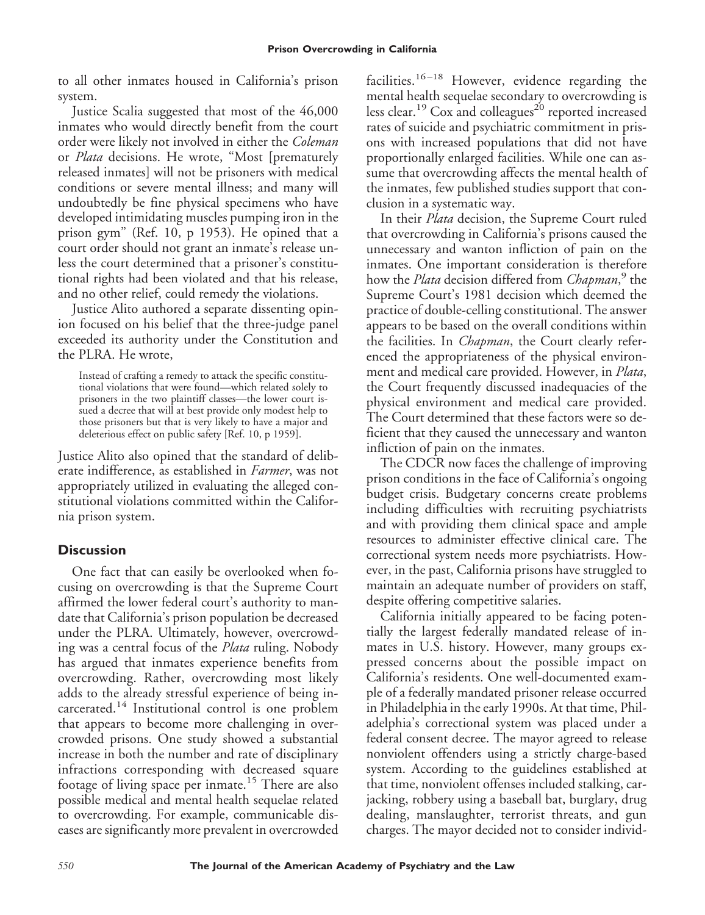to all other inmates housed in California's prison system.

Justice Scalia suggested that most of the 46,000 inmates who would directly benefit from the court order were likely not involved in either the *Coleman* or *Plata* decisions. He wrote, "Most [prematurely released inmates] will not be prisoners with medical conditions or severe mental illness; and many will undoubtedly be fine physical specimens who have developed intimidating muscles pumping iron in the prison gym" (Ref. 10, p 1953). He opined that a court order should not grant an inmate's release unless the court determined that a prisoner's constitutional rights had been violated and that his release, and no other relief, could remedy the violations.

Justice Alito authored a separate dissenting opinion focused on his belief that the three-judge panel exceeded its authority under the Constitution and the PLRA. He wrote,

> Instead of crafting a remedy to attack the specific constitutional violations that were found—which related solely to prisoners in the two plaintiff classes—the lower court issued a decree that will at best provide only modest help to those prisoners but that is very likely to have a major and deleterious effect on public safety [Ref. 10, p 1959].

Justice Alito also opined that the standard of deliberate indifference, as established in *Farmer*, was not appropriately utilized in evaluating the alleged constitutional violations committed within the California prison system.

## Discussion

One fact that can easily be overlooked when focusing on overcrowding is that the Supreme Court affirmed the lower federal court's authority to mandate that California's prison population be decreased under the PLRA. Ultimately, however, overcrowding was a central focus of the *Plata* ruling. Nobody has argued that inmates experience benefits from overcrowding. Rather, overcrowding most likely adds to the already stressful experience of being incarcerated.[14] Institutional control is one problem that appears to become more challenging in overcrowded prisons. One study showed a substantial increase in both the number and rate of disciplinary infractions corresponding with decreased square footage of living space per inmate.[15] There are also possible medical and mental health sequelae related to overcrowding. For example, communicable diseases are significantly more prevalent in overcrowded facilities.[16–18] However, evidence regarding the mental health sequelae secondary to overcrowding is less clear.[19] Cox and colleagues[20] reported increased rates of suicide and psychiatric commitment in prisons with increased populations that did not have proportionally enlarged facilities. While one can assume that overcrowding affects the mental health of the inmates, few published studies support that conclusion in a systematic way.

In their *Plata* decision, the Supreme Court ruled that overcrowding in California's prisons caused the unnecessary and wanton infliction of pain on the inmates. One important consideration is therefore how the *Plata* decision differed from *Chapman*,[9] the Supreme Court's 1981 decision which deemed the practice of double-celling constitutional. The answer appears to be based on the overall conditions within the facilities. In *Chapman*, the Court clearly referenced the appropriateness of the physical environment and medical care provided. However, in *Plata*, the Court frequently discussed inadequacies of the physical environment and medical care provided. The Court determined that these factors were so deficient that they caused the unnecessary and wanton infliction of pain on the inmates.

The CDCR now faces the challenge of improving prison conditions in the face of California's ongoing budget crisis. Budgetary concerns create problems including difficulties with recruiting psychiatrists and with providing them clinical space and ample resources to administer effective clinical care. The correctional system needs more psychiatrists. However, in the past, California prisons have struggled to maintain an adequate number of providers on staff, despite offering competitive salaries.

California initially appeared to be facing potentially the largest federally mandated release of inmates in U.S. history. However, many groups expressed concerns about the possible impact on California's residents. One well-documented example of a federally mandated prisoner release occurred in Philadelphia in the early 1990s. At that time, Philadelphia's correctional system was placed under a federal consent decree. The mayor agreed to release nonviolent offenders using a strictly charge-based system. According to the guidelines established at that time, nonviolent offenses included stalking, carjacking, robbery using a baseball bat, burglary, drug dealing, manslaughter, terrorist threats, and gun charges. The mayor decided not to consider individ-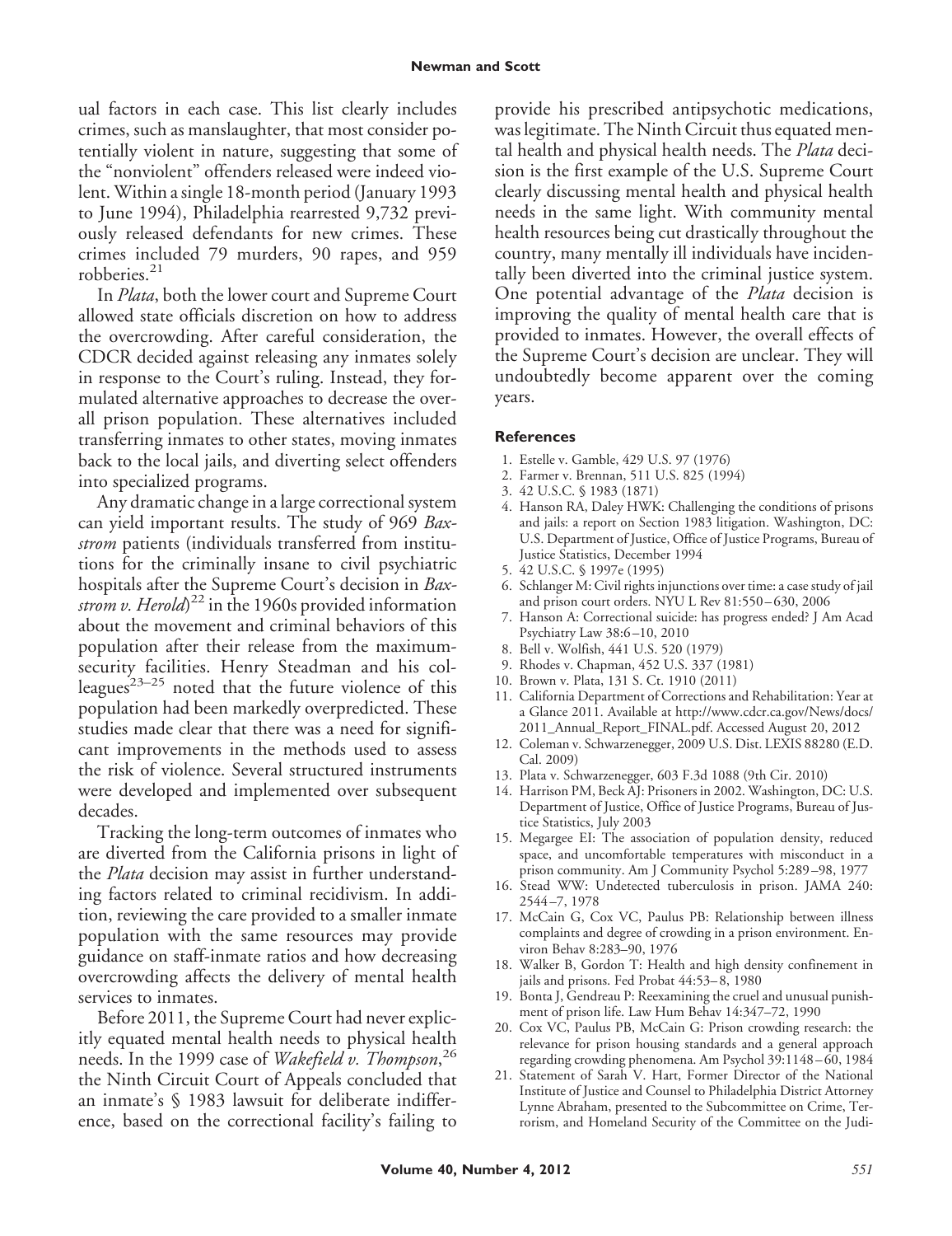ual factors in each case. This list clearly includes crimes, such as manslaughter, that most consider potentially violent in nature, suggesting that some of the "nonviolent" offenders released were indeed violent. Within a single 18-month period (January 1993 to June 1994), Philadelphia rearrested 9,732 previously released defendants for new crimes. These crimes included 79 murders, 90 rapes, and 959 robberies.[21]

In *Plata*, both the lower court and Supreme Court allowed state officials discretion on how to address the overcrowding. After careful consideration, the CDCR decided against releasing any inmates solely in response to the Court's ruling. Instead, they formulated alternative approaches to decrease the overall prison population. These alternatives included transferring inmates to other states, moving inmates back to the local jails, and diverting select offenders into specialized programs.

Any dramatic change in a large correctional system can yield important results. The study of 969 *Baxstrom* patients (individuals transferred from institutions for the criminally insane to civil psychiatric hospitals after the Supreme Court's decision in *Baxstrom v. Herold*)[22] in the 1960s provided information about the movement and criminal behaviors of this population after their release from the maximum-security facilities. Henry Steadman and his colleagues[23–25] noted that the future violence of this population had been markedly overpredicted. These studies made clear that there was a need for significant improvements in the methods used to assess the risk of violence. Several structured instruments were developed and implemented over subsequent decades.

Tracking the long-term outcomes of inmates who are diverted from the California prisons in light of the *Plata* decision may assist in further understanding factors related to criminal recidivism. In addition, reviewing the care provided to a smaller inmate population with the same resources may provide guidance on staff-inmate ratios and how decreasing overcrowding affects the delivery of mental health services to inmates.

Before 2011, the Supreme Court had never explicitly equated mental health needs to physical health needs. In the 1999 case of *Wakefield v. Thompson*,[26] the Ninth Circuit Court of Appeals concluded that an inmate's § 1983 lawsuit for deliberate indifference, based on the correctional facility's failing to provide his prescribed antipsychotic medications, was legitimate. The Ninth Circuit thus equated mental health and physical health needs. The *Plata* decision is the first example of the U.S. Supreme Court clearly discussing mental health and physical health needs in the same light. With community mental health resources being cut drastically throughout the country, many mentally ill individuals have incidentally been diverted into the criminal justice system. One potential advantage of the *Plata* decision is improving the quality of mental health care that is provided to inmates. However, the overall effects of the Supreme Court's decision are unclear. They will undoubtedly become apparent over the coming years.

#### References

1. Estelle v. Gamble, 429 U.S. 97 (1976)
2. Farmer v. Brennan, 511 U.S. 825 (1994)
3. 42 U.S.C. § 1983 (1871)
4. Hanson RA, Daley HWK: Challenging the conditions of prisons and jails: a report on Section 1983 litigation. Washington, DC: U.S. Department of Justice, Office of Justice Programs, Bureau of Justice Statistics, December 1994
5. 42 U.S.C. § 1997e (1995)
6. Schlanger M: Civil rights injunctions over time: a case study of jail and prison court orders. NYU L Rev 81:550–630, 2006
7. Hanson A: Correctional suicide: has progress ended? J Am Acad Psychiatry Law 38:6–10, 2010
8. Bell v. Wolfish, 441 U.S. 520 (1979)
9. Rhodes v. Chapman, 452 U.S. 337 (1981)
10. Brown v. Plata, 131 S. Ct. 1910 (2011)
11. California Department of Corrections and Rehabilitation: Year at a Glance 2011. Available at http://www.cdcr.ca.gov/News/docs/2011_Annual_Report_FINAL.pdf. Accessed August 20, 2012
12. Coleman v. Schwarzenegger, 2009 U.S. Dist. LEXIS 88280 (E.D. Cal. 2009)
13. Plata v. Schwarzenegger, 603 F.3d 1088 (9th Cir. 2010)
14. Harrison PM, Beck AJ: Prisoners in 2002. Washington, DC: U.S. Department of Justice, Office of Justice Programs, Bureau of Justice Statistics, July 2003
15. Megargee EI: The association of population density, reduced space, and uncomfortable temperatures with misconduct in a prison community. Am J Community Psychol 5:289–98, 1977
16. Stead WW: Undetected tuberculosis in prison. JAMA 240: 2544–7, 1978
17. McCain G, Cox VC, Paulus PB: Relationship between illness complaints and degree of crowding in a prison environment. Environ Behav 8:283–90, 1976
18. Walker B, Gordon T: Health and high density confinement in jails and prisons. Fed Probat 44:53–8, 1980
19. Bonta J, Gendreau P: Reexamining the cruel and unusual punishment of prison life. Law Hum Behav 14:347–72, 1990
20. Cox VC, Paulus PB, McCain G: Prison crowding research: the relevance for prison housing standards and a general approach regarding crowding phenomena. Am Psychol 39:1148–60, 1984
21. Statement of Sarah V. Hart, Former Director of the National Institute of Justice and Counsel to Philadelphia District Attorney Lynne Abraham, presented to the Subcommittee on Crime, Terrorism, and Homeland Security of the Committee on the Judi-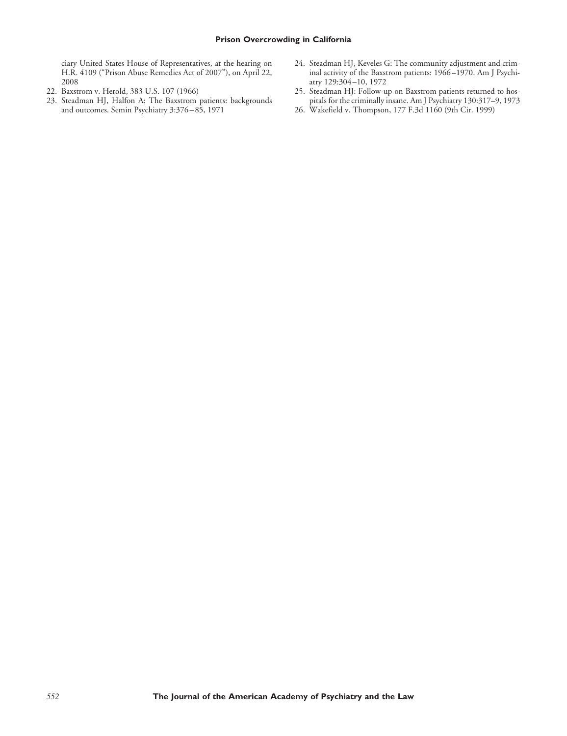ciary United States House of Representatives, at the hearing on H.R. 4109 ("Prison Abuse Remedies Act of 2007"), on April 22, 2008

22. Baxstrom v. Herold, 383 U.S. 107 (1966)
23. Steadman HJ, Halfon A: The Baxstrom patients: backgrounds and outcomes. Semin Psychiatry 3:376–85, 1971
24. Steadman HJ, Keveles G: The community adjustment and criminal activity of the Baxstrom patients: 1966–1970. Am J Psychiatry 129:304–10, 1972
25. Steadman HJ: Follow-up on Baxstrom patients returned to hospitals for the criminally insane. Am J Psychiatry 130:317–9, 1973
26. Wakefield v. Thompson, 177 F.3d 1160 (9th Cir. 1999)